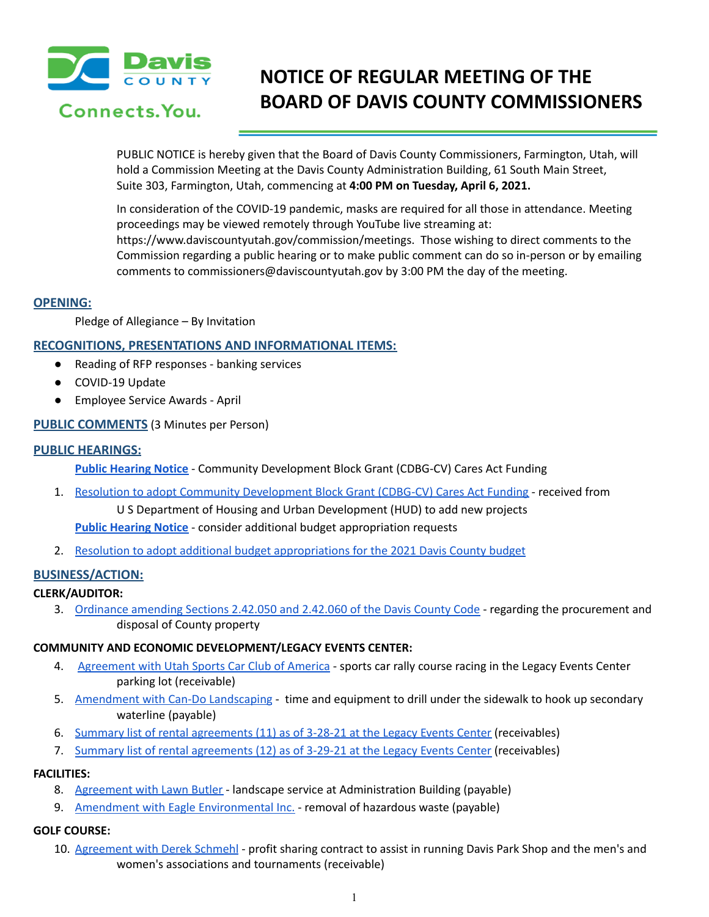Davis COUNTY Connects.You.

# NOTICE OF REGULAR MEETING OF THE BOARD OF DAVIS COUNTY COMMISSIONERS

PUBLIC NOTICE is hereby given that the Board of Davis County Commissioners, Farmington, Utah, will hold a Commission Meeting at the Davis County Administration Building, 61 South Main Street, Suite 303, Farmington, Utah, commencing at **4:00 PM on Tuesday, April 6, 2021.**

In consideration of the COVID-19 pandemic, masks are required for all those in attendance. Meeting proceedings may be viewed remotely through YouTube live streaming at: https://www.daviscountyutah.gov/commission/meetings. Those wishing to direct comments to the Commission regarding a public hearing or to make public comment can do so in-person or by emailing comments to commissioners@daviscountyutah.gov by 3:00 PM the day of the meeting.

## OPENING:

Pledge of Allegiance – By Invitation

## RECOGNITIONS, PRESENTATIONS AND INFORMATIONAL ITEMS:

- Reading of RFP responses - banking services
- COVID-19 Update
- Employee Service Awards - April

## PUBLIC COMMENTS (3 Minutes per Person)

## PUBLIC HEARINGS:

**Public Hearing Notice** - Community Development Block Grant (CDBG-CV) Cares Act Funding

1. Resolution to adopt Community Development Block Grant (CDBG-CV) Cares Act Funding - received from U S Department of Housing and Urban Development (HUD) to add new projects

**Public Hearing Notice** - consider additional budget appropriation requests

2. Resolution to adopt additional budget appropriations for the 2021 Davis County budget

## BUSINESS/ACTION:

**CLERK/AUDITOR:**

3. Ordinance amending Sections 2.42.050 and 2.42.060 of the Davis County Code - regarding the procurement and disposal of County property

**COMMUNITY AND ECONOMIC DEVELOPMENT/LEGACY EVENTS CENTER:**

4. Agreement with Utah Sports Car Club of America - sports car rally course racing in the Legacy Events Center parking lot (receivable)
5. Amendment with Can-Do Landscaping - time and equipment to drill under the sidewalk to hook up secondary waterline (payable)
6. Summary list of rental agreements (11) as of 3-28-21 at the Legacy Events Center (receivables)
7. Summary list of rental agreements (12) as of 3-29-21 at the Legacy Events Center (receivables)

**FACILITIES:**

8. Agreement with Lawn Butler - landscape service at Administration Building (payable)
9. Amendment with Eagle Environmental Inc. - removal of hazardous waste (payable)

**GOLF COURSE:**

10. Agreement with Derek Schmehl - profit sharing contract to assist in running Davis Park Shop and the men's and women's associations and tournaments (receivable)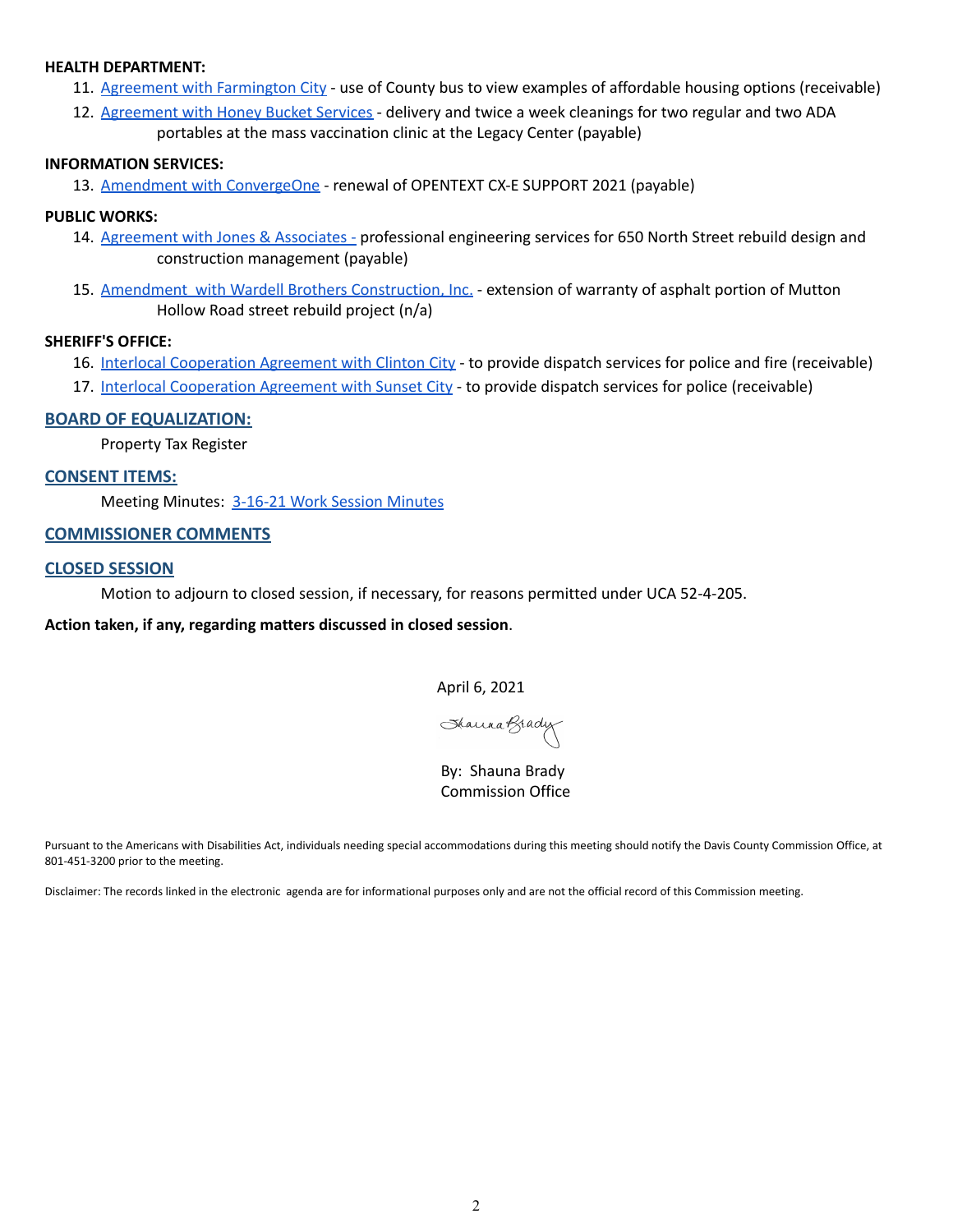**HEALTH DEPARTMENT:**

11. Agreement with Farmington City - use of County bus to view examples of affordable housing options (receivable)
12. Agreement with Honey Bucket Services - delivery and twice a week cleanings for two regular and two ADA portables at the mass vaccination clinic at the Legacy Center (payable)

**INFORMATION SERVICES:**

13. Amendment with ConvergeOne - renewal of OPENTEXT CX-E SUPPORT 2021 (payable)

**PUBLIC WORKS:**

14. Agreement with Jones & Associates - professional engineering services for 650 North Street rebuild design and construction management (payable)
15. Amendment with Wardell Brothers Construction, Inc. - extension of warranty of asphalt portion of Mutton Hollow Road street rebuild project (n/a)

**SHERIFF'S OFFICE:**

16. Interlocal Cooperation Agreement with Clinton City - to provide dispatch services for police and fire (receivable)
17. Interlocal Cooperation Agreement with Sunset City - to provide dispatch services for police (receivable)

## BOARD OF EQUALIZATION:

Property Tax Register

## CONSENT ITEMS:

Meeting Minutes: 3-16-21 Work Session Minutes

## COMMISSIONER COMMENTS

## CLOSED SESSION

Motion to adjourn to closed session, if necessary, for reasons permitted under UCA 52-4-205.

**Action taken, if any, regarding matters discussed in closed session**.

April 6, 2021

Shauna Brady

By: Shauna Brady
Commission Office

Pursuant to the Americans with Disabilities Act, individuals needing special accommodations during this meeting should notify the Davis County Commission Office, at 801-451-3200 prior to the meeting.

Disclaimer: The records linked in the electronic agenda are for informational purposes only and are not the official record of this Commission meeting.